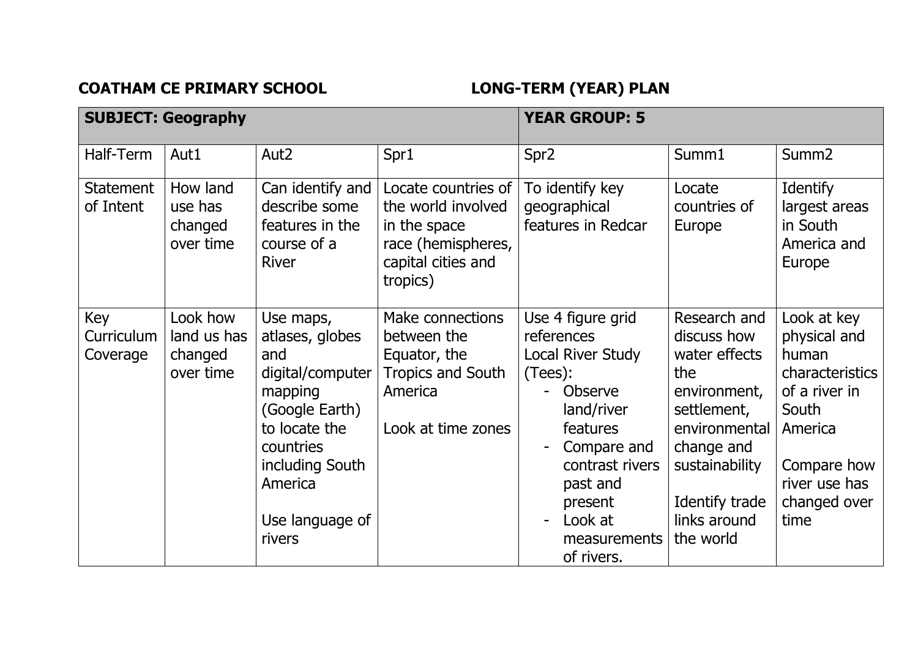**COATHAM CE PRIMARY SCHOOL** **LONG-TERM (YEAR) PLAN**

| **SUBJECT: Geography** | | | | **YEAR GROUP: 5** | | |
|---|---|---|---|---|---|---|
| Half-Term | Aut1 | Aut2 | Spr1 | Spr2 | Summ1 | Summ2 |
| Statement of Intent | How land use has changed over time | Can identify and describe some features in the course of a River | Locate countries of the world involved in the space race (hemispheres, capital cities and tropics) | To identify key geographical features in Redcar | Locate countries of Europe | Identify largest areas in South America and Europe |
| Key Curriculum Coverage | Look how land us has changed over time | Use maps, atlases, globes and digital/computer mapping (Google Earth) to locate the countries including South America<br><br>Use language of rivers | Make connections between the Equator, the Tropics and South America<br><br>Look at time zones | Use 4 figure grid references<br>Local River Study (Tees):<br>- Observe land/river features<br>- Compare and contrast rivers past and present<br>- Look at measurements of rivers. | Research and discuss how water effects the environment, settlement, environmental change and sustainability<br><br>Identify trade links around the world | Look at key physical and human characteristics of a river in South America<br><br>Compare how river use has changed over time |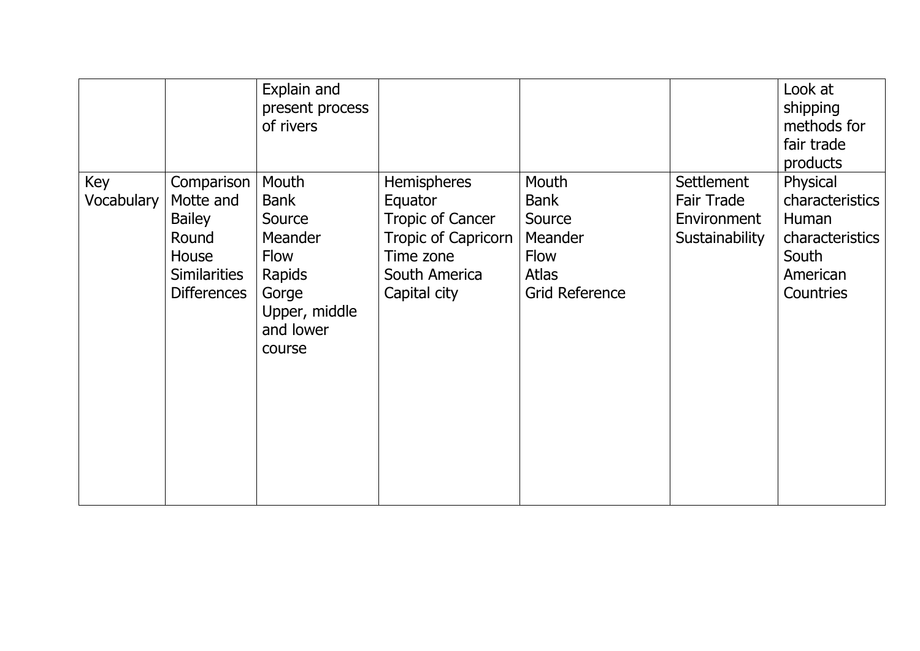| | | | | | | |
|---|---|---|---|---|---|---|
| | | Explain and present process of rivers | | | | Look at shipping methods for fair trade products |
| Key Vocabulary | Comparison<br>Motte and Bailey<br>Round House<br>Similarities<br>Differences | Mouth<br>Bank<br>Source<br>Meander<br>Flow<br>Rapids<br>Gorge<br>Upper, middle and lower course | Hemispheres<br>Equator<br>Tropic of Cancer<br>Tropic of Capricorn<br>Time zone<br>South America<br>Capital city | Mouth<br>Bank<br>Source<br>Meander<br>Flow<br>Atlas<br>Grid Reference | Settlement<br>Fair Trade<br>Environment<br>Sustainability | Physical characteristics<br>Human characteristics<br>South American Countries |